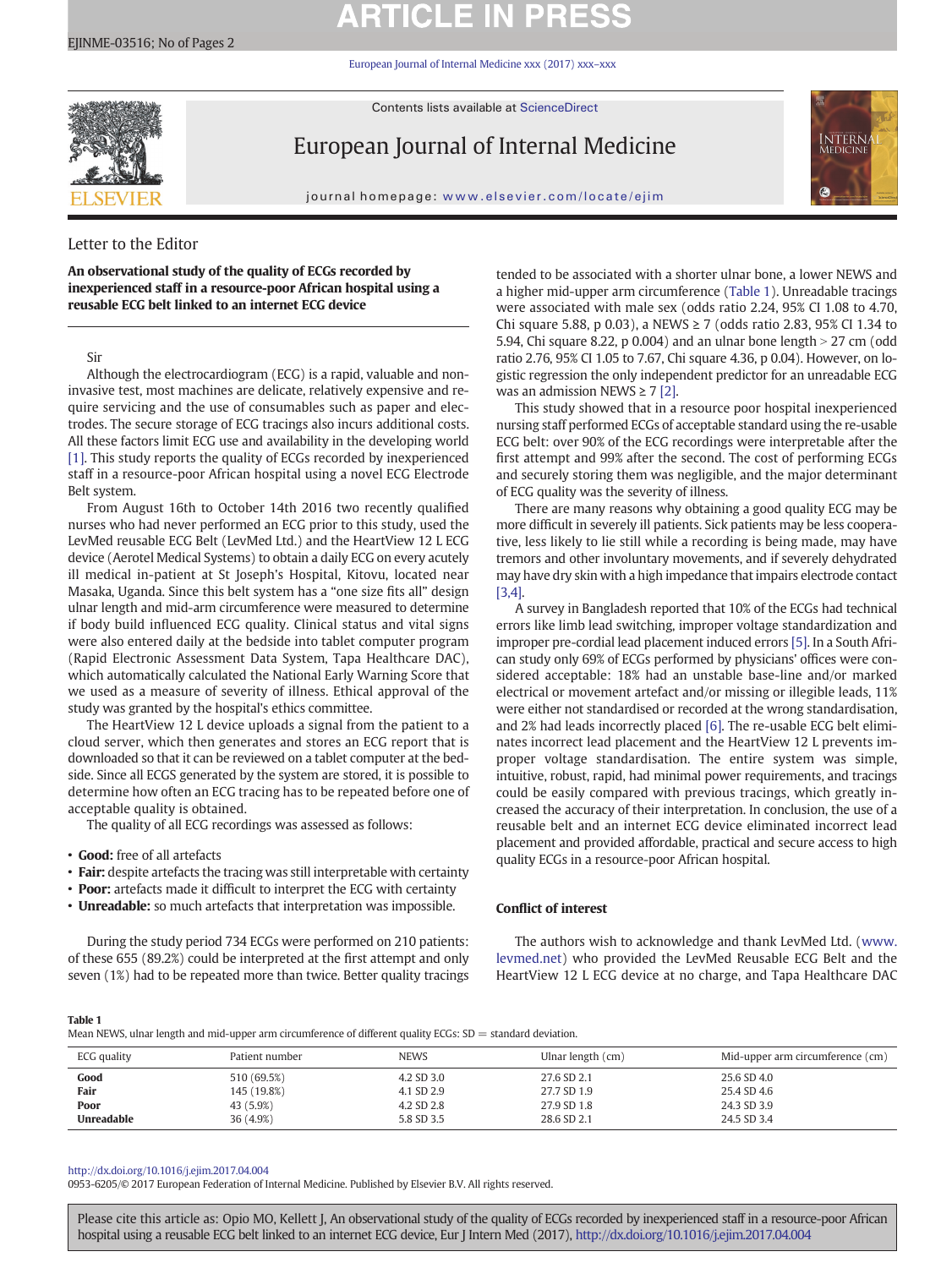Letter to the Editor

# An observational study of the quality of ECGs recorded by inexperienced staff in a resource-poor African hospital using a reusable ECG belt linked to an internet ECG device

Sir

Although the electrocardiogram (ECG) is a rapid, valuable and non-invasive test, most machines are delicate, relatively expensive and require servicing and the use of consumables such as paper and electrodes. The secure storage of ECG tracings also incurs additional costs. All these factors limit ECG use and availability in the developing world [1]. This study reports the quality of ECGs recorded by inexperienced staff in a resource-poor African hospital using a novel ECG Electrode Belt system.

From August 16th to October 14th 2016 two recently qualified nurses who had never performed an ECG prior to this study, used the LevMed reusable ECG Belt (LevMed Ltd.) and the HeartView 12 L ECG device (Aerotel Medical Systems) to obtain a daily ECG on every acutely ill medical in-patient at St Joseph's Hospital, Kitovu, located near Masaka, Uganda. Since this belt system has a "one size fits all" design ulnar length and mid-arm circumference were measured to determine if body build influenced ECG quality. Clinical status and vital signs were also entered daily at the bedside into tablet computer program (Rapid Electronic Assessment Data System, Tapa Healthcare DAC), which automatically calculated the National Early Warning Score that we used as a measure of severity of illness. Ethical approval of the study was granted by the hospital's ethics committee.

The HeartView 12 L device uploads a signal from the patient to a cloud server, which then generates and stores an ECG report that is downloaded so that it can be reviewed on a tablet computer at the bedside. Since all ECGS generated by the system are stored, it is possible to determine how often an ECG tracing has to be repeated before one of acceptable quality is obtained.

The quality of all ECG recordings was assessed as follows:

- **Good:** free of all artefacts
- **Fair:** despite artefacts the tracing was still interpretable with certainty
- **Poor:** artefacts made it difficult to interpret the ECG with certainty
- **Unreadable:** so much artefacts that interpretation was impossible.

During the study period 734 ECGs were performed on 210 patients: of these 655 (89.2%) could be interpreted at the first attempt and only seven (1%) had to be repeated more than twice. Better quality tracings tended to be associated with a shorter ulnar bone, a lower NEWS and a higher mid-upper arm circumference (Table 1). Unreadable tracings were associated with male sex (odds ratio 2.24, 95% CI 1.08 to 4.70, Chi square 5.88, p 0.03), a NEWS ≥ 7 (odds ratio 2.83, 95% CI 1.34 to 5.94, Chi square 8.22, p 0.004) and an ulnar bone length > 27 cm (odd ratio 2.76, 95% CI 1.05 to 7.67, Chi square 4.36, p 0.04). However, on logistic regression the only independent predictor for an unreadable ECG was an admission NEWS ≥ 7 [2].

This study showed that in a resource poor hospital inexperienced nursing staff performed ECGs of acceptable standard using the re-usable ECG belt: over 90% of the ECG recordings were interpretable after the first attempt and 99% after the second. The cost of performing ECGs and securely storing them was negligible, and the major determinant of ECG quality was the severity of illness.

There are many reasons why obtaining a good quality ECG may be more difficult in severely ill patients. Sick patients may be less cooperative, less likely to lie still while a recording is being made, may have tremors and other involuntary movements, and if severely dehydrated may have dry skin with a high impedance that impairs electrode contact [3,4].

A survey in Bangladesh reported that 10% of the ECGs had technical errors like limb lead switching, improper voltage standardization and improper pre-cordial lead placement induced errors [5]. In a South African study only 69% of ECGs performed by physicians' offices were considered acceptable: 18% had an unstable base-line and/or marked electrical or movement artefact and/or missing or illegible leads, 11% were either not standardised or recorded at the wrong standardisation, and 2% had leads incorrectly placed [6]. The re-usable ECG belt eliminates incorrect lead placement and the HeartView 12 L prevents improper voltage standardisation. The entire system was simple, intuitive, robust, rapid, had minimal power requirements, and tracings could be easily compared with previous tracings, which greatly increased the accuracy of their interpretation. In conclusion, the use of a reusable belt and an internet ECG device eliminated incorrect lead placement and provided affordable, practical and secure access to high quality ECGs in a resource-poor African hospital.

## Conflict of interest

The authors wish to acknowledge and thank LevMed Ltd. (www.levmed.net) who provided the LevMed Reusable ECG Belt and the HeartView 12 L ECG device at no charge, and Tapa Healthcare DAC

**Table 1**
Mean NEWS, ulnar length and mid-upper arm circumference of different quality ECGs: SD = standard deviation.

| ECG quality | Patient number | NEWS | Ulnar length (cm) | Mid-upper arm circumference (cm) |
|---|---|---|---|---|
| **Good** | 510 (69.5%) | 4.2 SD 3.0 | 27.6 SD 2.1 | 25.6 SD 4.0 |
| **Fair** | 145 (19.8%) | 4.1 SD 2.9 | 27.7 SD 1.9 | 25.4 SD 4.6 |
| **Poor** | 43 (5.9%) | 4.2 SD 2.8 | 27.9 SD 1.8 | 24.3 SD 3.9 |
| **Unreadable** | 36 (4.9%) | 5.8 SD 3.5 | 28.6 SD 2.1 | 24.5 SD 3.4 |

http://dx.doi.org/10.1016/j.ejim.2017.04.004
0953-6205/© 2017 European Federation of Internal Medicine. Published by Elsevier B.V. All rights reserved.

Please cite this article as: Opio MO, Kellett J, An observational study of the quality of ECGs recorded by inexperienced staff in a resource-poor African hospital using a reusable ECG belt linked to an internet ECG device, Eur J Intern Med (2017), http://dx.doi.org/10.1016/j.ejim.2017.04.004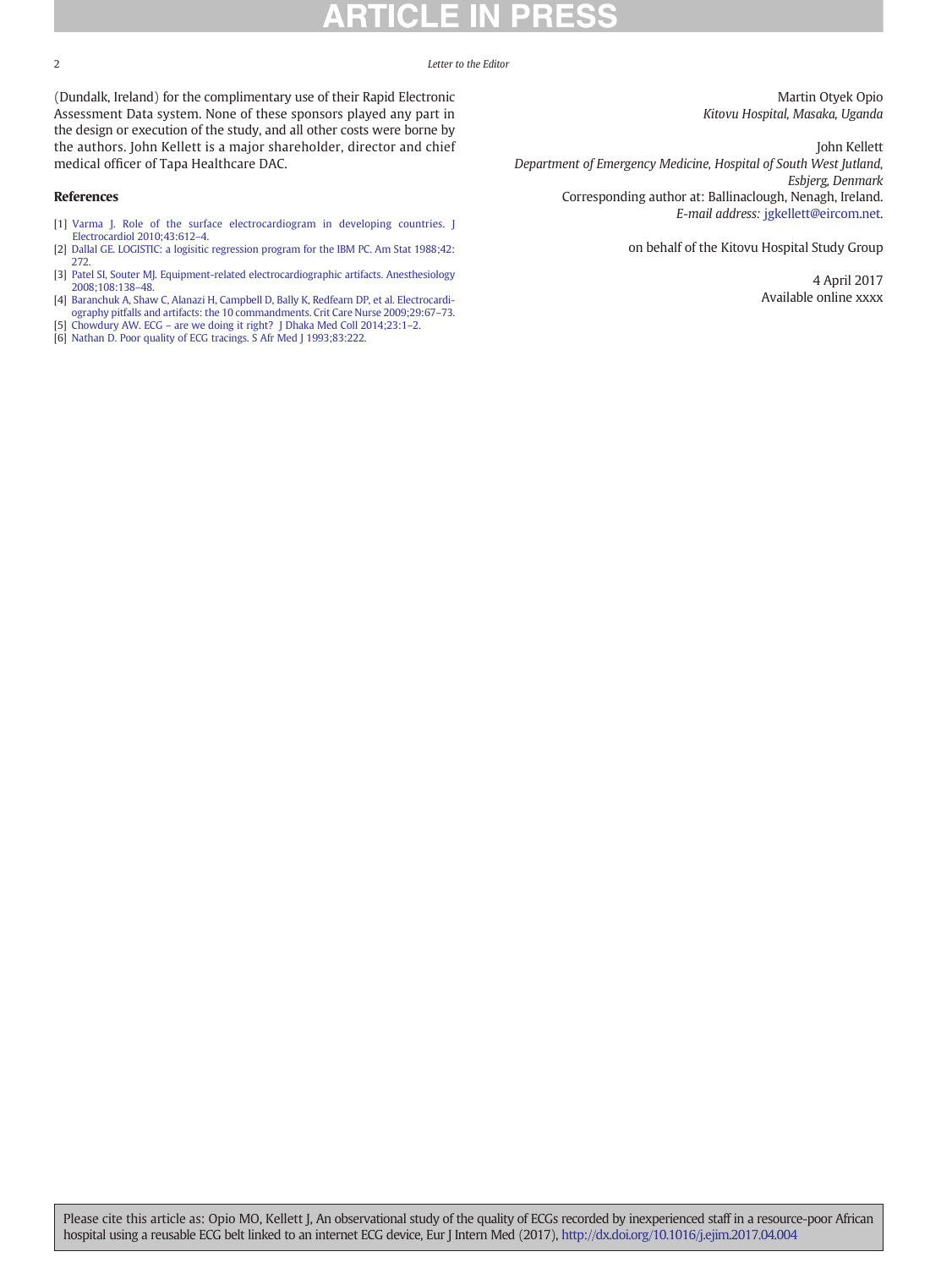(Dundalk, Ireland) for the complimentary use of their Rapid Electronic Assessment Data system. None of these sponsors played any part in the design or execution of the study, and all other costs were borne by the authors. John Kellett is a major shareholder, director and chief medical officer of Tapa Healthcare DAC.

## References

[1] Varma J. Role of the surface electrocardiogram in developing countries. J Electrocardiol 2010;43:612–4.

[2] Dallal GE. LOGISTIC: a logisitic regression program for the IBM PC. Am Stat 1988;42:272.

[3] Patel SI, Souter MJ. Equipment-related electrocardiographic artifacts. Anesthesiology 2008;108:138–48.

[4] Baranchuk A, Shaw C, Alanazi H, Campbell D, Bally K, Redfearn DP, et al. Electrocardiography pitfalls and artifacts: the 10 commandments. Crit Care Nurse 2009;29:67–73.

[5] Chowdury AW. ECG – are we doing it right? J Dhaka Med Coll 2014;23:1–2.

[6] Nathan D. Poor quality of ECG tracings. S Afr Med J 1993;83:222.

Martin Otyek Opio
*Kitovu Hospital, Masaka, Uganda*

John Kellett
*Department of Emergency Medicine, Hospital of South West Jutland, Esbjerg, Denmark*
Corresponding author at: Ballinaclough, Nenagh, Ireland.
*E-mail address:* jgkellett@eircom.net.

on behalf of the Kitovu Hospital Study Group

4 April 2017
Available online xxxx

Please cite this article as: Opio MO, Kellett J, An observational study of the quality of ECGs recorded by inexperienced staff in a resource-poor African hospital using a reusable ECG belt linked to an internet ECG device, Eur J Intern Med (2017), http://dx.doi.org/10.1016/j.ejim.2017.04.004